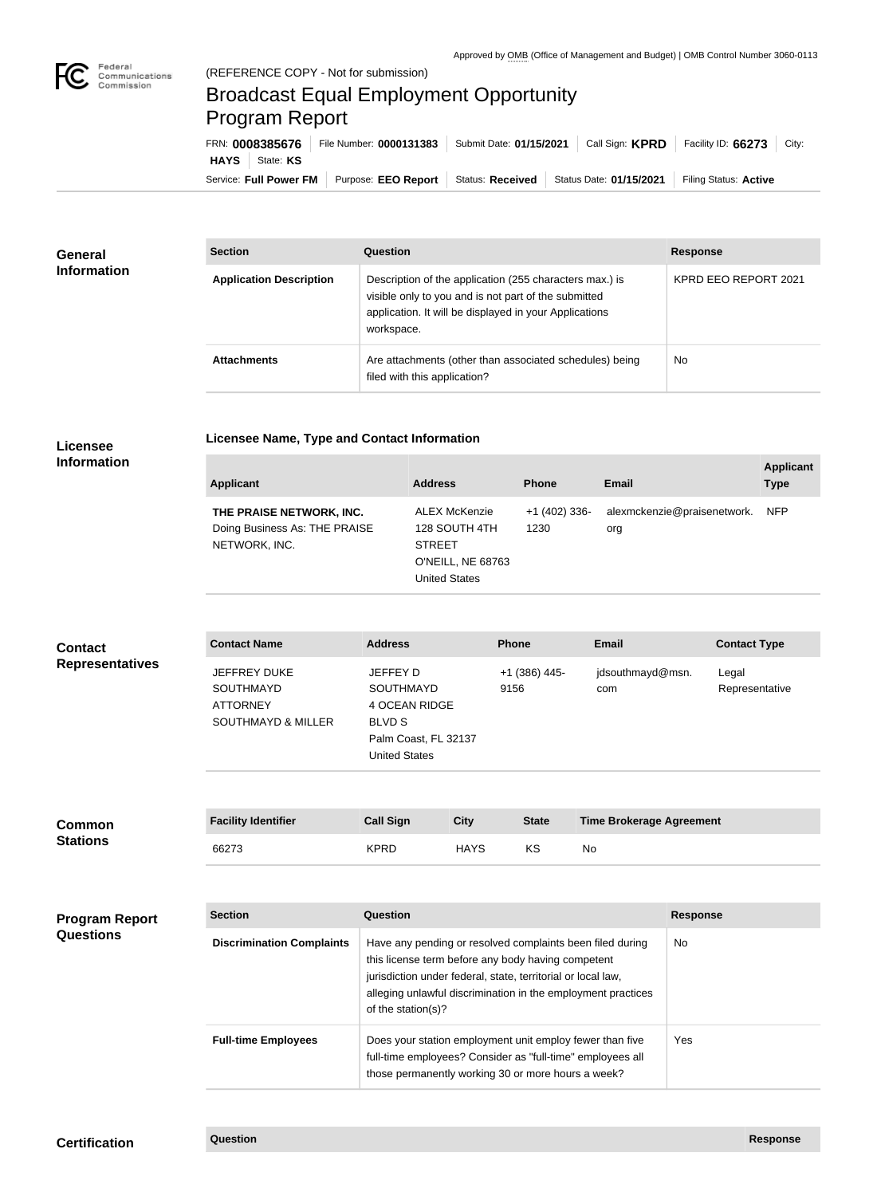Approved by OMB (Office of Management and Budget) | OMB Control Number 3060-0113

(REFERENCE COPY - Not for submission)

# Broadcast Equal Employment Opportunity Program Report

FRN: **0008385676** | File Number: **0000131383** | Submit Date: **01/15/2021** | Call Sign: **KPRD** | Facility ID: **66273** | City: **HAYS** | State: **KS**

Service: **Full Power FM** | Purpose: **EEO Report** | Status: **Received** | Status Date: **01/15/2021** | Filing Status: **Active**

## General Information

| Section | Question | Response |
| --- | --- | --- |
| **Application Description** | Description of the application (255 characters max.) is visible only to you and is not part of the submitted application. It will be displayed in your Applications workspace. | KPRD EEO REPORT 2021 |
| **Attachments** | Are attachments (other than associated schedules) being filed with this application? | No |

## Licensee Information

**Licensee Name, Type and Contact Information**

| Applicant | Address | Phone | Email | Applicant Type |
| --- | --- | --- | --- | --- |
| **THE PRAISE NETWORK, INC.** Doing Business As: THE PRAISE NETWORK, INC. | ALEX McKenzie 128 SOUTH 4TH STREET O'NEILL, NE 68763 United States | +1 (402) 336-1230 | alexmckenzie@praisenetwork.org | NFP |

## Contact Representatives

| Contact Name | Address | Phone | Email | Contact Type |
| --- | --- | --- | --- | --- |
| JEFFREY DUKE SOUTHMAYD ATTORNEY SOUTHMAYD & MILLER | JEFFEY D SOUTHMAYD 4 OCEAN RIDGE BLVD S Palm Coast, FL 32137 United States | +1 (386) 445-9156 | jdsouthmayd@msn.com | Legal Representative |

## Common Stations

| Facility Identifier | Call Sign | City | State | Time Brokerage Agreement |
| --- | --- | --- | --- | --- |
| 66273 | KPRD | HAYS | KS | No |

## Program Report Questions

| Section | Question | Response |
| --- | --- | --- |
| **Discrimination Complaints** | Have any pending or resolved complaints been filed during this license term before any body having competent jurisdiction under federal, state, territorial or local law, alleging unlawful discrimination in the employment practices of the station(s)? | No |
| **Full-time Employees** | Does your station employment unit employ fewer than five full-time employees? Consider as "full-time" employees all those permanently working 30 or more hours a week? | Yes |

## Certification

| Question | Response |
| --- | --- |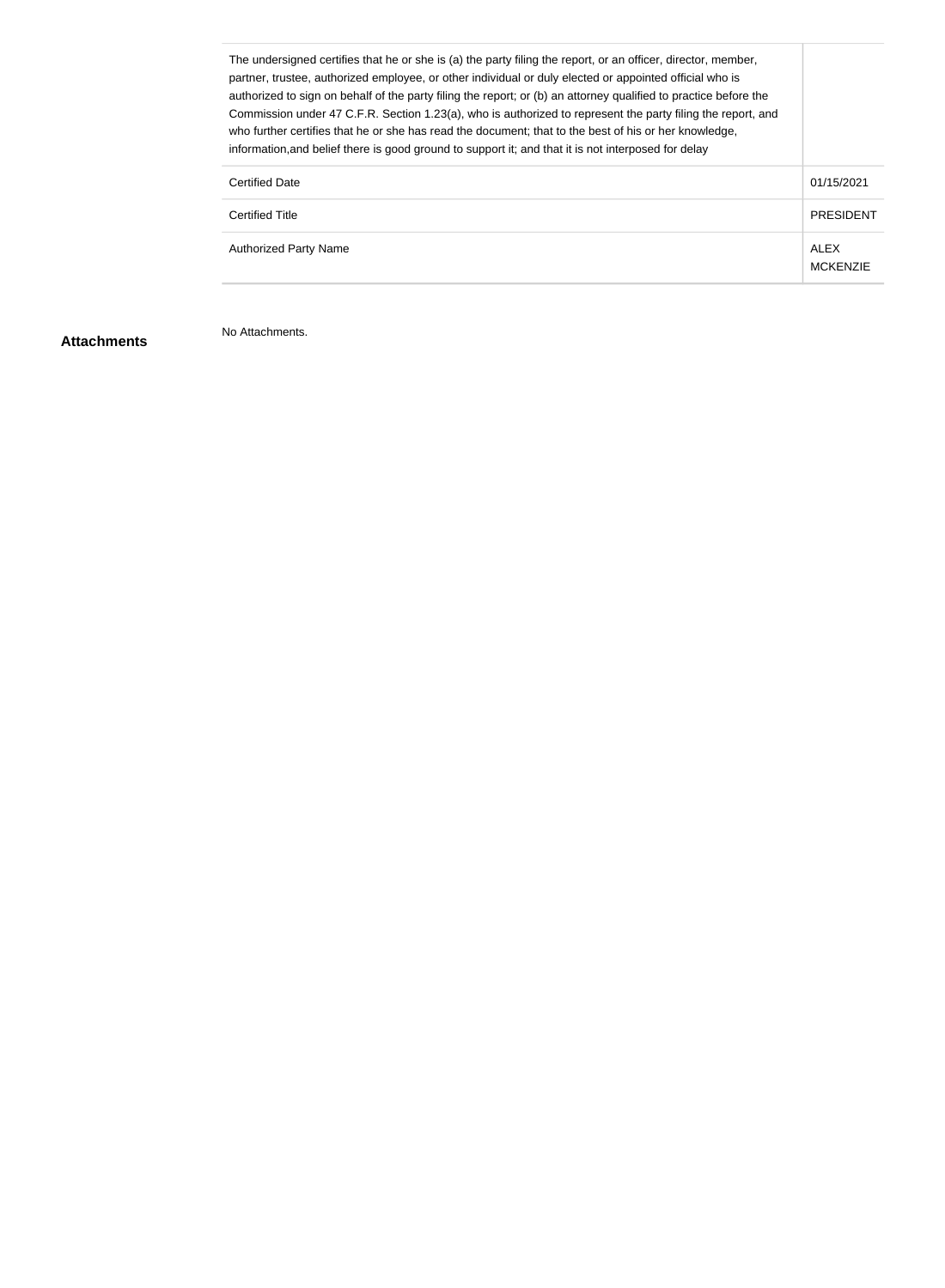| | |
|---|---|
| The undersigned certifies that he or she is (a) the party filing the report, or an officer, director, member, partner, trustee, authorized employee, or other individual or duly elected or appointed official who is authorized to sign on behalf of the party filing the report; or (b) an attorney qualified to practice before the Commission under 47 C.F.R. Section 1.23(a), who is authorized to represent the party filing the report, and who further certifies that he or she has read the document; that to the best of his or her knowledge, information,and belief there is good ground to support it; and that it is not interposed for delay | |
| Certified Date | 01/15/2021 |
| Certified Title | PRESIDENT |
| Authorized Party Name | ALEX MCKENZIE |

**Attachments**

No Attachments.